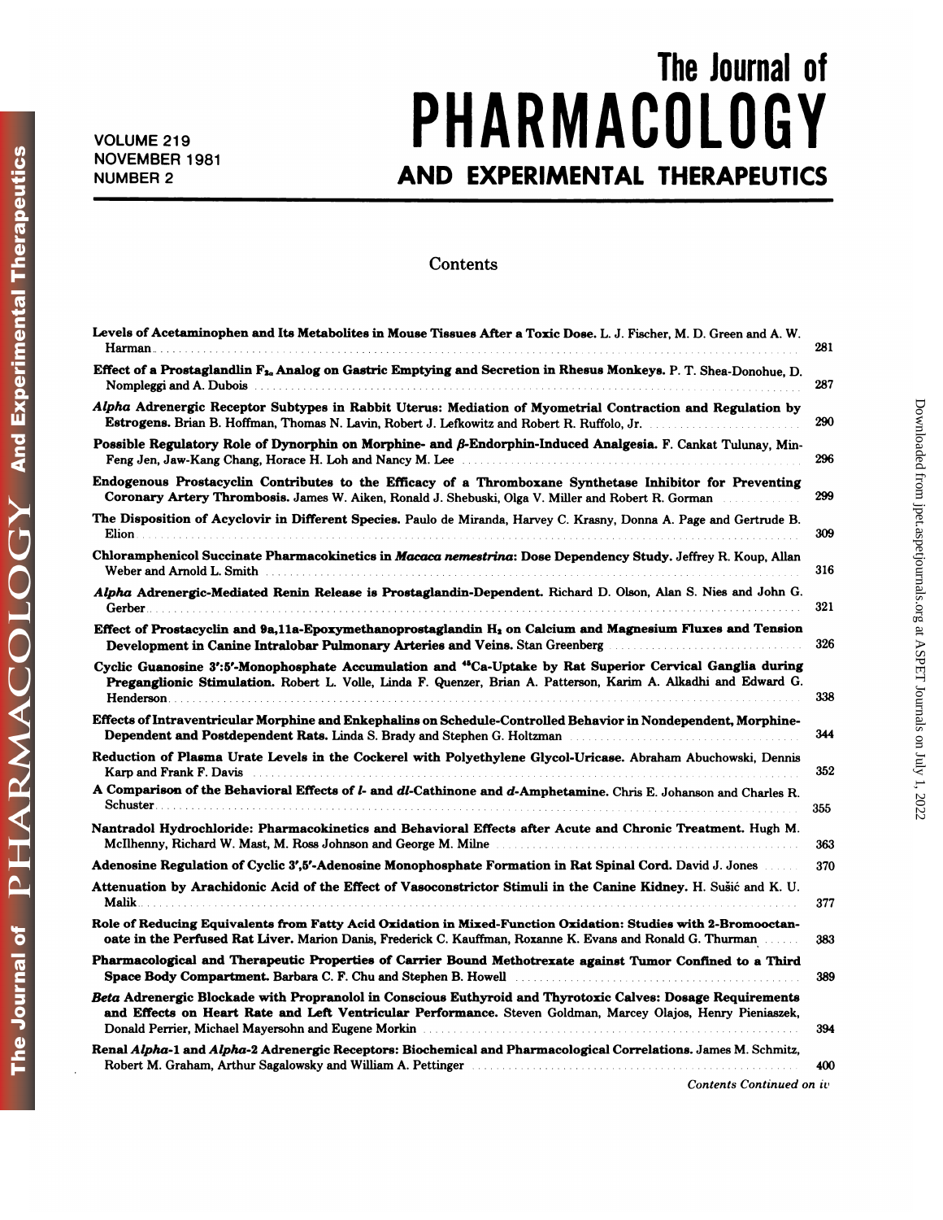# The Journal of PHARMACOLOGY AND EXPERIMENTAL THERAPEUTICS

VOLUME 219
NOVEMBER 1981
NUMBER 2

## Contents

**Levels of Acetaminophen and Its Metabolites in Mouse Tissues After a Toxic Dose.** L. J. Fischer, M. D. Green and A. W. Harman ..... 281

**Effect of a Prostaglandin $F_{2\alpha}$ Analog on Gastric Emptying and Secretion in Rhesus Monkeys.** P. T. Shea-Donohue, D. Nompleggi and A. Dubois ..... 287

***Alpha* Adrenergic Receptor Subtypes in Rabbit Uterus: Mediation of Myometrial Contraction and Regulation by Estrogens.** Brian B. Hoffman, Thomas N. Lavin, Robert J. Lefkowitz and Robert R. Ruffolo, Jr. ..... 290

**Possible Regulatory Role of Dynorphin on Morphine- and β-Endorphin-Induced Analgesia.** F. Cankat Tulunay, Min-Feng Jen, Jaw-Kang Chang, Horace H. Loh and Nancy M. Lee ..... 296

**Endogenous Prostacyclin Contributes to the Efficacy of a Thromboxane Synthetase Inhibitor for Preventing Coronary Artery Thrombosis.** James W. Aiken, Ronald J. Shebuski, Olga V. Miller and Robert R. Gorman ..... 299

**The Disposition of Acyclovir in Different Species.** Paulo de Miranda, Harvey C. Krasny, Donna A. Page and Gertrude B. Elion ..... 309

**Chloramphenicol Succinate Pharmacokinetics in *Macaca nemestrina*: Dose Dependency Study.** Jeffrey R. Koup, Allan Weber and Arnold L. Smith ..... 316

***Alpha* Adrenergic-Mediated Renin Release is Prostaglandin-Dependent.** Richard D. Olson, Alan S. Nies and John G. Gerber ..... 321

**Effect of Prostacyclin and 9a,11a-Epoxymethanoprostaglandin $H_2$ on Calcium and Magnesium Fluxes and Tension Development in Canine Intralobar Pulmonary Arteries and Veins.** Stan Greenberg ..... 326

**Cyclic Guanosine 3':5'-Monophosphate Accumulation and $^{45}$Ca-Uptake by Rat Superior Cervical Ganglia during Preganglionic Stimulation.** Robert L. Volle, Linda F. Quenzer, Brian A. Patterson, Karim A. Alkadhi and Edward G. Henderson ..... 338

**Effects of Intraventricular Morphine and Enkephalins on Schedule-Controlled Behavior in Nondependent, Morphine-Dependent and Postdependent Rats.** Linda S. Brady and Stephen G. Holtzman ..... 344

**Reduction of Plasma Urate Levels in the Cockerel with Polyethylene Glycol-Uricase.** Abraham Abuchowski, Dennis Karp and Frank F. Davis ..... 352

**A Comparison of the Behavioral Effects of *l*- and *dl*-Cathinone and *d*-Amphetamine.** Chris E. Johanson and Charles R. Schuster ..... 355

**Nantradol Hydrochloride: Pharmacokinetics and Behavioral Effects after Acute and Chronic Treatment.** Hugh M. McIlhenny, Richard W. Mast, M. Ross Johnson and George M. Milne ..... 363

**Adenosine Regulation of Cyclic 3',5'-Adenosine Monophosphate Formation in Rat Spinal Cord.** David J. Jones ..... 370

**Attenuation by Arachidonic Acid of the Effect of Vasoconstrictor Stimuli in the Canine Kidney.** H. Sušić and K. U. Malik ..... 377

**Role of Reducing Equivalents from Fatty Acid Oxidation in Mixed-Function Oxidation: Studies with 2-Bromooctanoate in the Perfused Rat Liver.** Marion Danis, Frederick C. Kauffman, Roxanne K. Evans and Ronald G. Thurman ..... 383

**Pharmacological and Therapeutic Properties of Carrier Bound Methotrexate against Tumor Confined to a Third Space Body Compartment.** Barbara C. F. Chu and Stephen B. Howell ..... 389

***Beta* Adrenergic Blockade with Propranolol in Conscious Euthyroid and Thyrotoxic Calves: Dosage Requirements and Effects on Heart Rate and Left Ventricular Performance.** Steven Goldman, Marcey Olajos, Henry Pieniaszek, Donald Perrier, Michael Mayersohn and Eugene Morkin ..... 394

**Renal *Alpha*-1 and *Alpha*-2 Adrenergic Receptors: Biochemical and Pharmacological Correlations.** James M. Schmitz, Robert M. Graham, Arthur Sagalowsky and William A. Pettinger ..... 400

*Contents Continued on iv*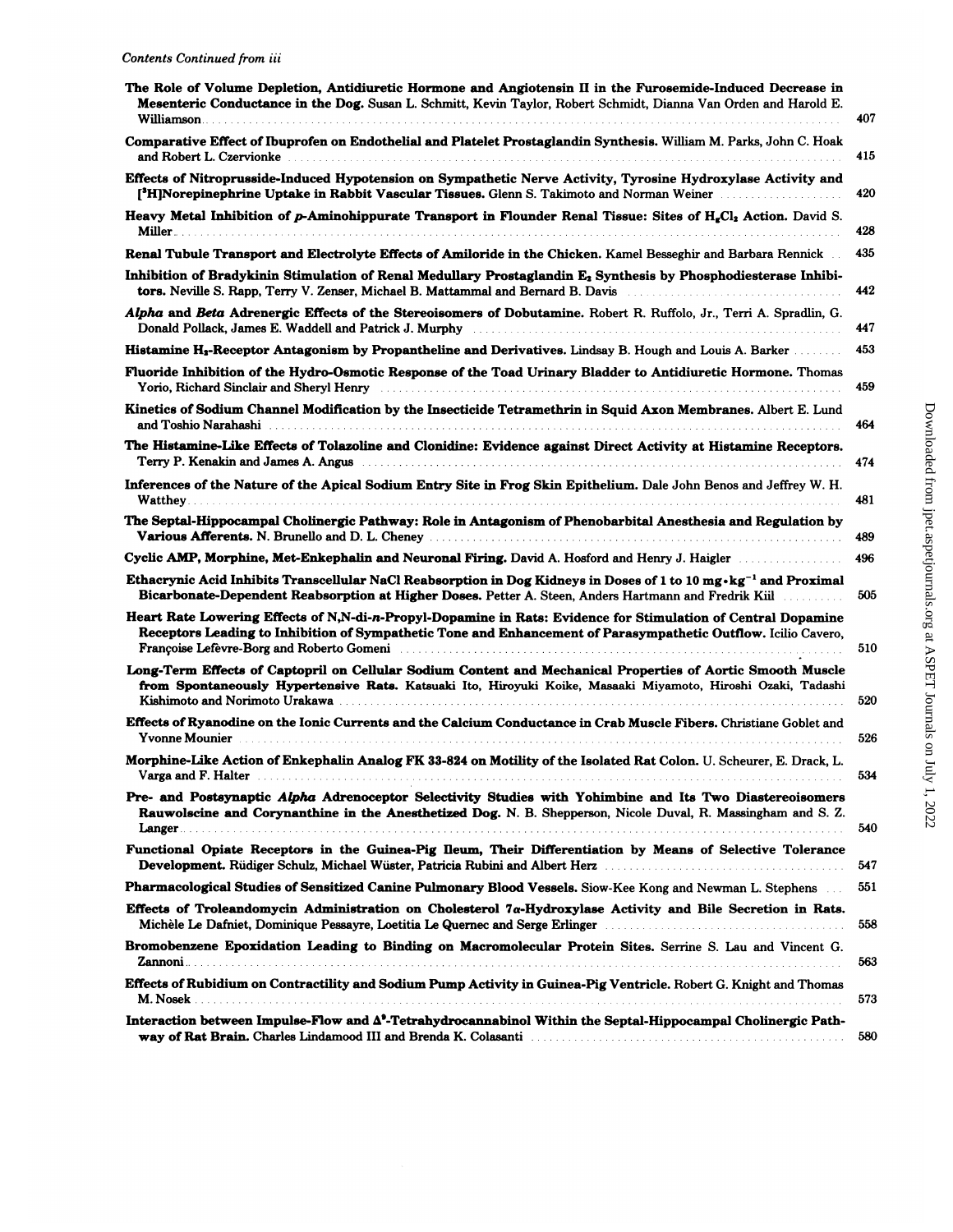*Contents Continued from iii*

**The Role of Volume Depletion, Antidiuretic Hormone and Angiotensin II in the Furosemide-Induced Decrease in Mesenteric Conductance in the Dog.** Susan L. Schmitt, Kevin Taylor, Robert Schmidt, Dianna Van Orden and Harold E. Williamson ... 407

**Comparative Effect of Ibuprofen on Endothelial and Platelet Prostaglandin Synthesis.** William M. Parks, John C. Hoak and Robert L. Czervionke ... 415

**Effects of Nitroprusside-Induced Hypotension on Sympathetic Nerve Activity, Tyrosine Hydroxylase Activity and [$^3$H]Norepinephrine Uptake in Rabbit Vascular Tissues.** Glenn S. Takimoto and Norman Weiner ... 420

**Heavy Metal Inhibition of *p*-Aminohippurate Transport in Flounder Renal Tissue: Sites of $H_gCl_2$ Action.** David S. Miller ... 428

**Renal Tubule Transport and Electrolyte Effects of Amiloride in the Chicken.** Kamel Besseghir and Barbara Rennick ... 435

**Inhibition of Bradykinin Stimulation of Renal Medullary Prostaglandin $E_2$ Synthesis by Phosphodiesterase Inhibitors.** Neville S. Rapp, Terry V. Zenser, Michael B. Mattammal and Bernard B. Davis ... 442

***Alpha* and *Beta* Adrenergic Effects of the Stereoisomers of Dobutamine.** Robert R. Ruffolo, Jr., Terri A. Spradlin, G. Donald Pollack, James E. Waddell and Patrick J. Murphy ... 447

**Histamine $H_2$-Receptor Antagonism by Propantheline and Derivatives.** Lindsay B. Hough and Louis A. Barker ... 453

**Fluoride Inhibition of the Hydro-Osmotic Response of the Toad Urinary Bladder to Antidiuretic Hormone.** Thomas Yorio, Richard Sinclair and Sheryl Henry ... 459

**Kinetics of Sodium Channel Modification by the Insecticide Tetramethrin in Squid Axon Membranes.** Albert E. Lund and Toshio Narahashi ... 464

**The Histamine-Like Effects of Tolazoline and Clonidine: Evidence against Direct Activity at Histamine Receptors.** Terry P. Kenakin and James A. Angus ... 474

**Inferences of the Nature of the Apical Sodium Entry Site in Frog Skin Epithelium.** Dale John Benos and Jeffrey W. H. Watthey ... 481

**The Septal-Hippocampal Cholinergic Pathway: Role in Antagonism of Phenobarbital Anesthesia and Regulation by Various Afferents.** N. Brunello and D. L. Cheney ... 489

**Cyclic AMP, Morphine, Met-Enkephalin and Neuronal Firing.** David A. Hosford and Henry J. Haigler ... 496

**Ethacrynic Acid Inhibits Transcellular NaCl Reabsorption in Dog Kidneys in Doses of 1 to 10 $mg \cdot kg^{-1}$ and Proximal Bicarbonate-Dependent Reabsorption at Higher Doses.** Petter A. Steen, Anders Hartmann and Fredrik Kiil ... 505

**Heart Rate Lowering Effects of N,N-di-*n*-Propyl-Dopamine in Rats: Evidence for Stimulation of Central Dopamine Receptors Leading to Inhibition of Sympathetic Tone and Enhancement of Parasympathetic Outflow.** Icilio Cavero, Françoise Lefèvre-Borg and Roberto Gomeni ... 510

**Long-Term Effects of Captopril on Cellular Sodium Content and Mechanical Properties of Aortic Smooth Muscle from Spontaneously Hypertensive Rats.** Katsuaki Ito, Hiroyuki Koike, Masaaki Miyamoto, Hiroshi Ozaki, Tadashi Kishimoto and Norimoto Urakawa ... 520

**Effects of Ryanodine on the Ionic Currents and the Calcium Conductance in Crab Muscle Fibers.** Christiane Goblet and Yvonne Mounier ... 526

**Morphine-Like Action of Enkephalin Analog FK 33-824 on Motility of the Isolated Rat Colon.** U. Scheurer, E. Drack, L. Varga and F. Halter ... 534

**Pre- and Postsynaptic *Alpha* Adrenoceptor Selectivity Studies with Yohimbine and Its Two Diastereoisomers Rauwolscine and Corynanthine in the Anesthetized Dog.** N. B. Shepperson, Nicole Duval, R. Massingham and S. Z. Langer ... 540

**Functional Opiate Receptors in the Guinea-Pig Ileum, Their Differentiation by Means of Selective Tolerance Development.** Rüdiger Schulz, Michael Wüster, Patricia Rubini and Albert Herz ... 547

**Pharmacological Studies of Sensitized Canine Pulmonary Blood Vessels.** Siow-Kee Kong and Newman L. Stephens ... 551

**Effects of Troleandomycin Administration on Cholesterol 7α-Hydroxylase Activity and Bile Secretion in Rats.** Michèle Le Dafniet, Dominique Pessayre, Loetitia Le Quernec and Serge Erlinger ... 558

**Bromobenzene Epoxidation Leading to Binding on Macromolecular Protein Sites.** Serrine S. Lau and Vincent G. Zannoni ... 563

**Effects of Rubidium on Contractility and Sodium Pump Activity in Guinea-Pig Ventricle.** Robert G. Knight and Thomas M. Nosek ... 573

**Interaction between Impulse-Flow and $\Delta^9$-Tetrahydrocannabinol Within the Septal-Hippocampal Cholinergic Pathway of Rat Brain.** Charles Lindamood III and Brenda K. Colasanti ... 580